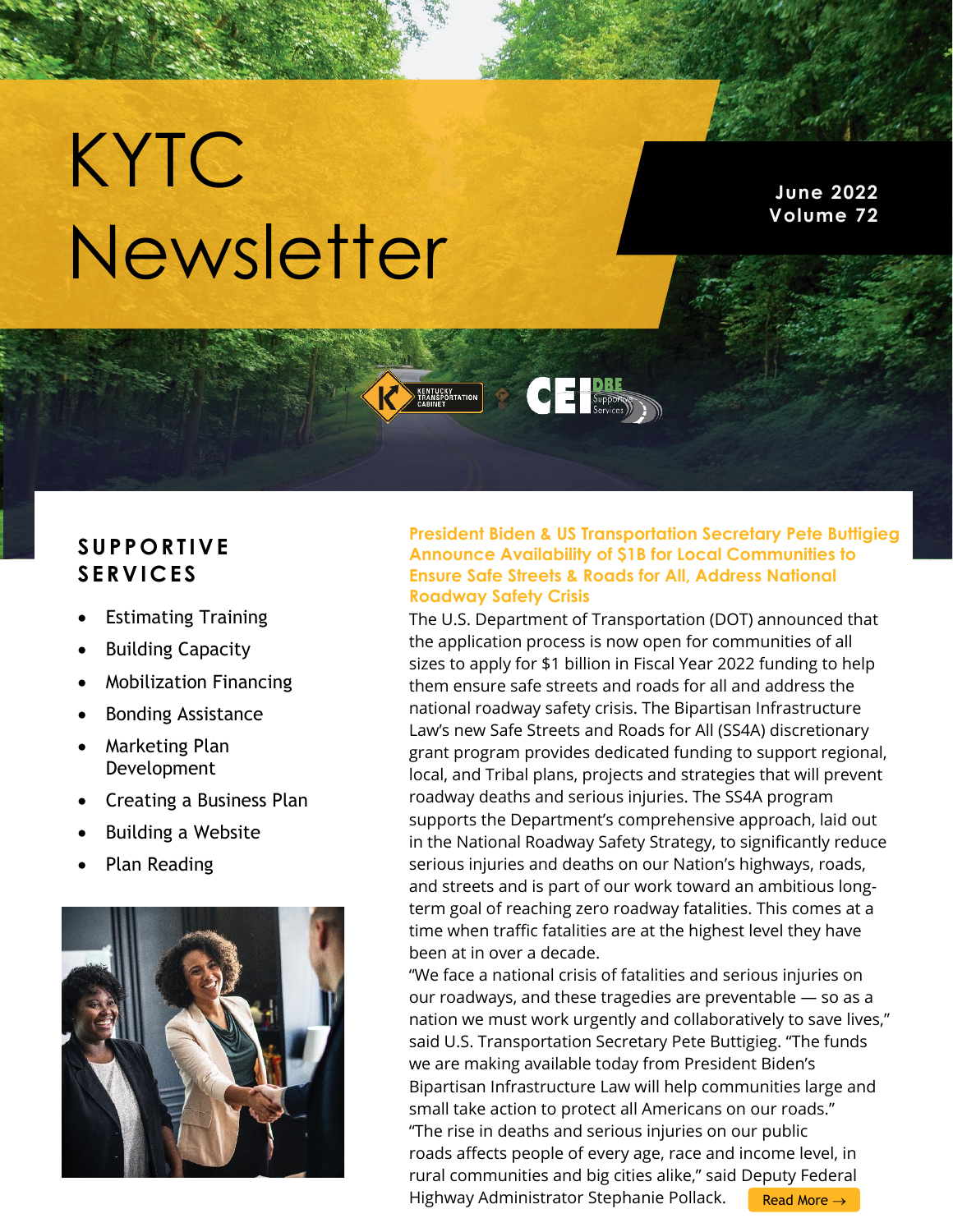# KYTC Newsletter

**June 2022**
**Volume 72**

## SUPPORTIVE SERVICES

- Estimating Training
- Building Capacity
- Mobilization Financing
- Bonding Assistance
- Marketing Plan Development
- Creating a Business Plan
- Building a Website
- Plan Reading

### President Biden & US Transportation Secretary Pete Buttigieg Announce Availability of $1B for Local Communities to Ensure Safe Streets & Roads for All, Address National Roadway Safety Crisis

The U.S. Department of Transportation (DOT) announced that the application process is now open for communities of all sizes to apply for $1 billion in Fiscal Year 2022 funding to help them ensure safe streets and roads for all and address the national roadway safety crisis. The Bipartisan Infrastructure Law's new Safe Streets and Roads for All (SS4A) discretionary grant program provides dedicated funding to support regional, local, and Tribal plans, projects and strategies that will prevent roadway deaths and serious injuries. The SS4A program supports the Department's comprehensive approach, laid out in the National Roadway Safety Strategy, to significantly reduce serious injuries and deaths on our Nation's highways, roads, and streets and is part of our work toward an ambitious long-term goal of reaching zero roadway fatalities. This comes at a time when traffic fatalities are at the highest level they have been at in over a decade.

"We face a national crisis of fatalities and serious injuries on our roadways, and these tragedies are preventable — so as a nation we must work urgently and collaboratively to save lives," said U.S. Transportation Secretary Pete Buttigieg. "The funds we are making available today from President Biden's Bipartisan Infrastructure Law will help communities large and small take action to protect all Americans on our roads."

"The rise in deaths and serious injuries on our public roads affects people of every age, race and income level, in rural communities and big cities alike," said Deputy Federal Highway Administrator Stephanie Pollack.

Read More →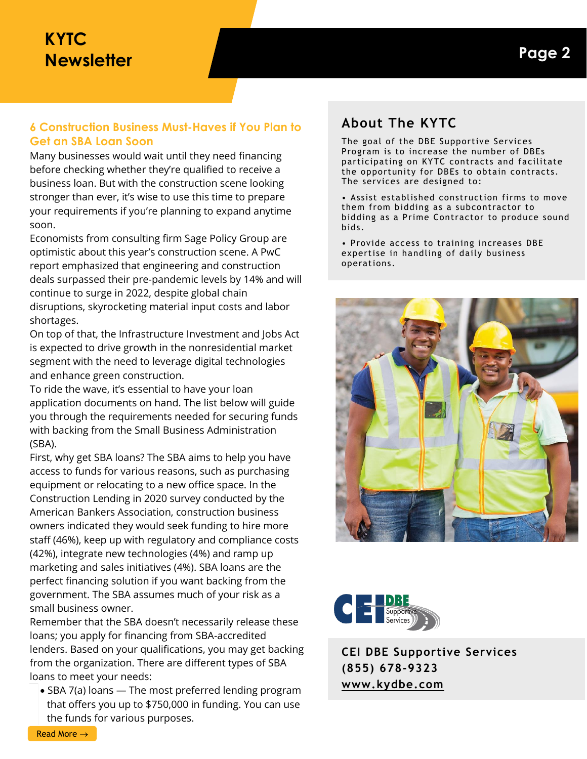## 6 Construction Business Must-Haves if You Plan to Get an SBA Loan Soon

Many businesses would wait until they need financing before checking whether they're qualified to receive a business loan. But with the construction scene looking stronger than ever, it's wise to use this time to prepare your requirements if you're planning to expand anytime soon.

Economists from consulting firm Sage Policy Group are optimistic about this year's construction scene. A PwC report emphasized that engineering and construction deals surpassed their pre-pandemic levels by 14% and will continue to surge in 2022, despite global chain disruptions, skyrocketing material input costs and labor shortages.

On top of that, the Infrastructure Investment and Jobs Act is expected to drive growth in the nonresidential market segment with the need to leverage digital technologies and enhance green construction.

To ride the wave, it's essential to have your loan application documents on hand. The list below will guide you through the requirements needed for securing funds with backing from the Small Business Administration (SBA).

First, why get SBA loans? The SBA aims to help you have access to funds for various reasons, such as purchasing equipment or relocating to a new office space. In the Construction Lending in 2020 survey conducted by the American Bankers Association, construction business owners indicated they would seek funding to hire more staff (46%), keep up with regulatory and compliance costs (42%), integrate new technologies (4%) and ramp up marketing and sales initiatives (4%). SBA loans are the perfect financing solution if you want backing from the government. The SBA assumes much of your risk as a small business owner.

Remember that the SBA doesn't necessarily release these loans; you apply for financing from SBA-accredited lenders. Based on your qualifications, you may get backing from the organization. There are different types of SBA loans to meet your needs:

- SBA 7(a) loans — The most preferred lending program that offers you up to $750,000 in funding. You can use the funds for various purposes.

Read More →

## About The KYTC

The goal of the DBE Supportive Services Program is to increase the number of DBEs participating on KYTC contracts and facilitate the opportunity for DBEs to obtain contracts. The services are designed to:

- Assist established construction firms to move them from bidding as a subcontractor to bidding as a Prime Contractor to produce sound bids.
- Provide access to training increases DBE expertise in handling of daily business operations.

CEI DBE Supportive Services

**CEI DBE Supportive Services**
**(855) 678-9323**
**www.kydbe.com**